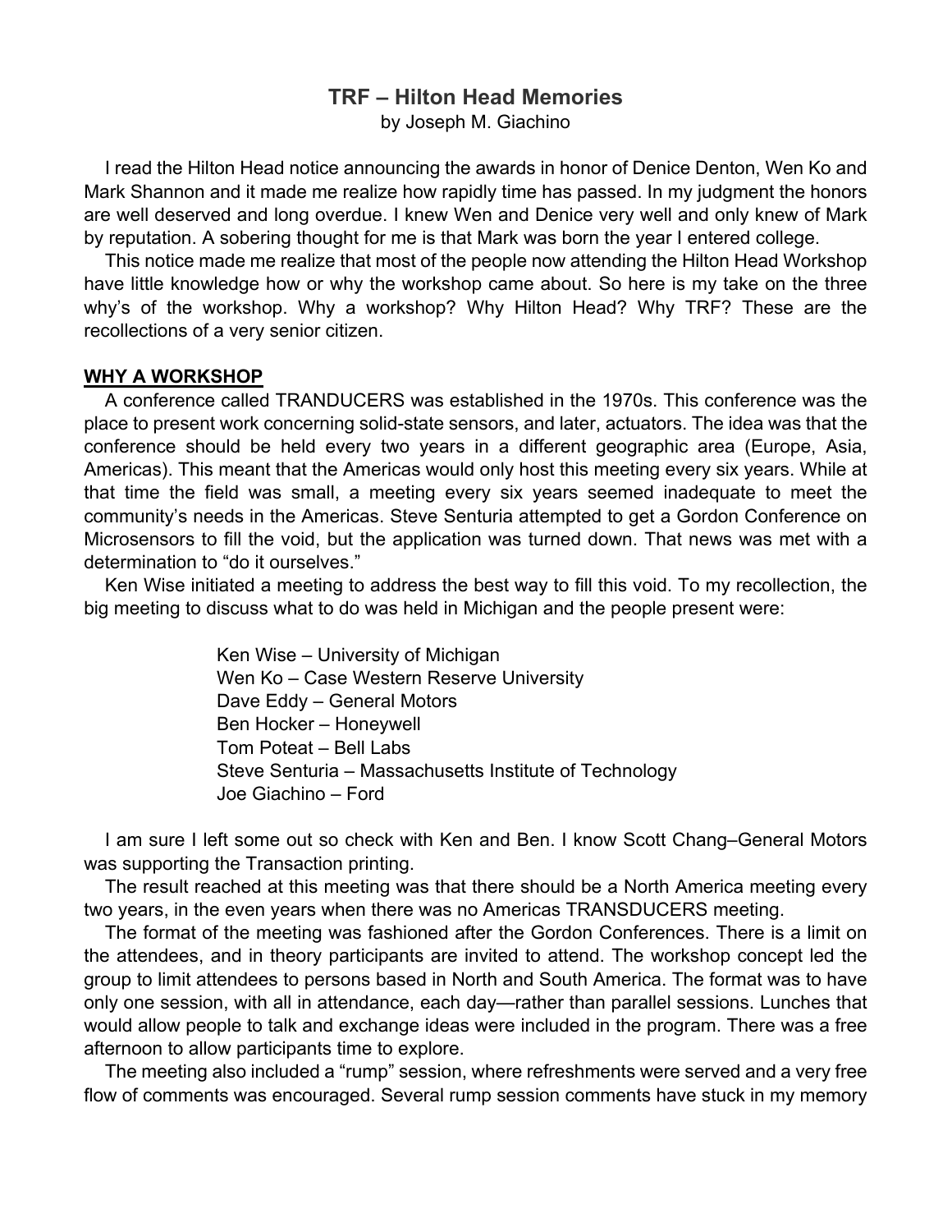# TRF – Hilton Head Memories

by Joseph M. Giachino

I read the Hilton Head notice announcing the awards in honor of Denice Denton, Wen Ko and Mark Shannon and it made me realize how rapidly time has passed. In my judgment the honors are well deserved and long overdue. I knew Wen and Denice very well and only knew of Mark by reputation. A sobering thought for me is that Mark was born the year I entered college.

This notice made me realize that most of the people now attending the Hilton Head Workshop have little knowledge how or why the workshop came about. So here is my take on the three why's of the workshop. Why a workshop? Why Hilton Head? Why TRF? These are the recollections of a very senior citizen.

## WHY A WORKSHOP

A conference called TRANDUCERS was established in the 1970s. This conference was the place to present work concerning solid-state sensors, and later, actuators. The idea was that the conference should be held every two years in a different geographic area (Europe, Asia, Americas). This meant that the Americas would only host this meeting every six years. While at that time the field was small, a meeting every six years seemed inadequate to meet the community's needs in the Americas. Steve Senturia attempted to get a Gordon Conference on Microsensors to fill the void, but the application was turned down. That news was met with a determination to "do it ourselves."

Ken Wise initiated a meeting to address the best way to fill this void. To my recollection, the big meeting to discuss what to do was held in Michigan and the people present were:

Ken Wise – University of Michigan
Wen Ko – Case Western Reserve University
Dave Eddy – General Motors
Ben Hocker – Honeywell
Tom Poteat – Bell Labs
Steve Senturia – Massachusetts Institute of Technology
Joe Giachino – Ford

I am sure I left some out so check with Ken and Ben. I know Scott Chang–General Motors was supporting the Transaction printing.

The result reached at this meeting was that there should be a North America meeting every two years, in the even years when there was no Americas TRANSDUCERS meeting.

The format of the meeting was fashioned after the Gordon Conferences. There is a limit on the attendees, and in theory participants are invited to attend. The workshop concept led the group to limit attendees to persons based in North and South America. The format was to have only one session, with all in attendance, each day—rather than parallel sessions. Lunches that would allow people to talk and exchange ideas were included in the program. There was a free afternoon to allow participants time to explore.

The meeting also included a "rump" session, where refreshments were served and a very free flow of comments was encouraged. Several rump session comments have stuck in my memory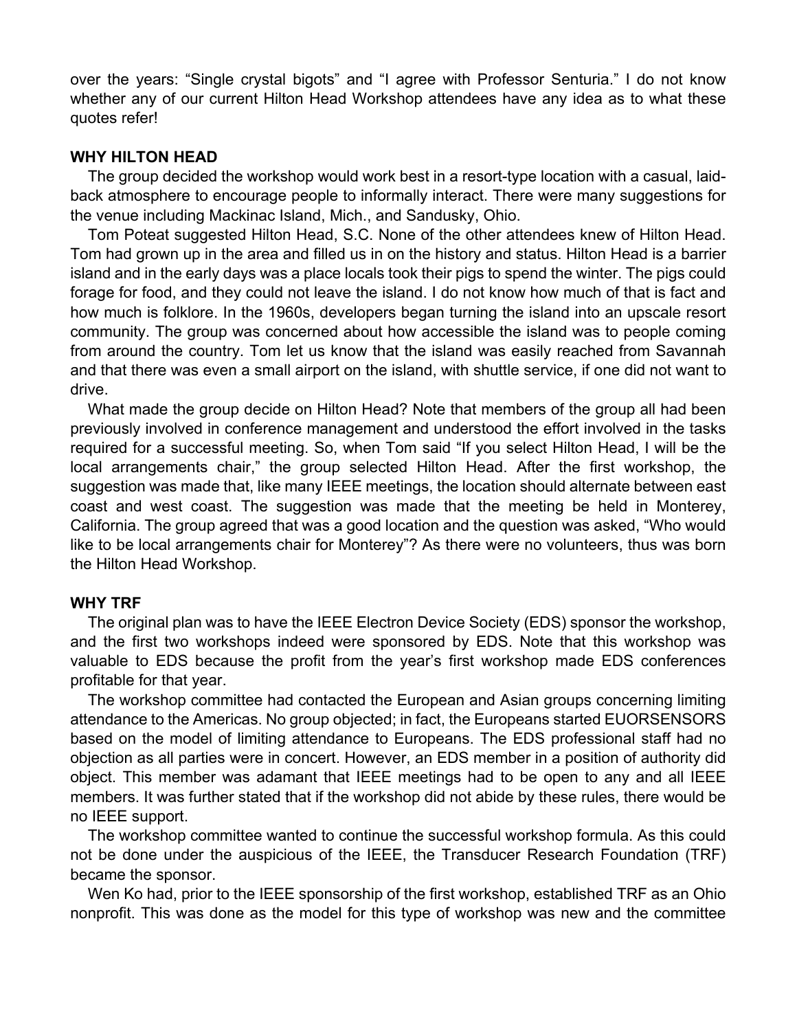over the years: “Single crystal bigots” and “I agree with Professor Senturia.” I do not know whether any of our current Hilton Head Workshop attendees have any idea as to what these quotes refer!

**WHY HILTON HEAD**

The group decided the workshop would work best in a resort-type location with a casual, laid-back atmosphere to encourage people to informally interact. There were many suggestions for the venue including Mackinac Island, Mich., and Sandusky, Ohio.

Tom Poteat suggested Hilton Head, S.C. None of the other attendees knew of Hilton Head. Tom had grown up in the area and filled us in on the history and status. Hilton Head is a barrier island and in the early days was a place locals took their pigs to spend the winter. The pigs could forage for food, and they could not leave the island. I do not know how much of that is fact and how much is folklore. In the 1960s, developers began turning the island into an upscale resort community. The group was concerned about how accessible the island was to people coming from around the country. Tom let us know that the island was easily reached from Savannah and that there was even a small airport on the island, with shuttle service, if one did not want to drive.

What made the group decide on Hilton Head? Note that members of the group all had been previously involved in conference management and understood the effort involved in the tasks required for a successful meeting. So, when Tom said “If you select Hilton Head, I will be the local arrangements chair,” the group selected Hilton Head. After the first workshop, the suggestion was made that, like many IEEE meetings, the location should alternate between east coast and west coast. The suggestion was made that the meeting be held in Monterey, California. The group agreed that was a good location and the question was asked, “Who would like to be local arrangements chair for Monterey”? As there were no volunteers, thus was born the Hilton Head Workshop.

**WHY TRF**

The original plan was to have the IEEE Electron Device Society (EDS) sponsor the workshop, and the first two workshops indeed were sponsored by EDS. Note that this workshop was valuable to EDS because the profit from the year’s first workshop made EDS conferences profitable for that year.

The workshop committee had contacted the European and Asian groups concerning limiting attendance to the Americas. No group objected; in fact, the Europeans started EUORSENSORS based on the model of limiting attendance to Europeans. The EDS professional staff had no objection as all parties were in concert. However, an EDS member in a position of authority did object. This member was adamant that IEEE meetings had to be open to any and all IEEE members. It was further stated that if the workshop did not abide by these rules, there would be no IEEE support.

The workshop committee wanted to continue the successful workshop formula. As this could not be done under the auspicious of the IEEE, the Transducer Research Foundation (TRF) became the sponsor.

Wen Ko had, prior to the IEEE sponsorship of the first workshop, established TRF as an Ohio nonprofit. This was done as the model for this type of workshop was new and the committee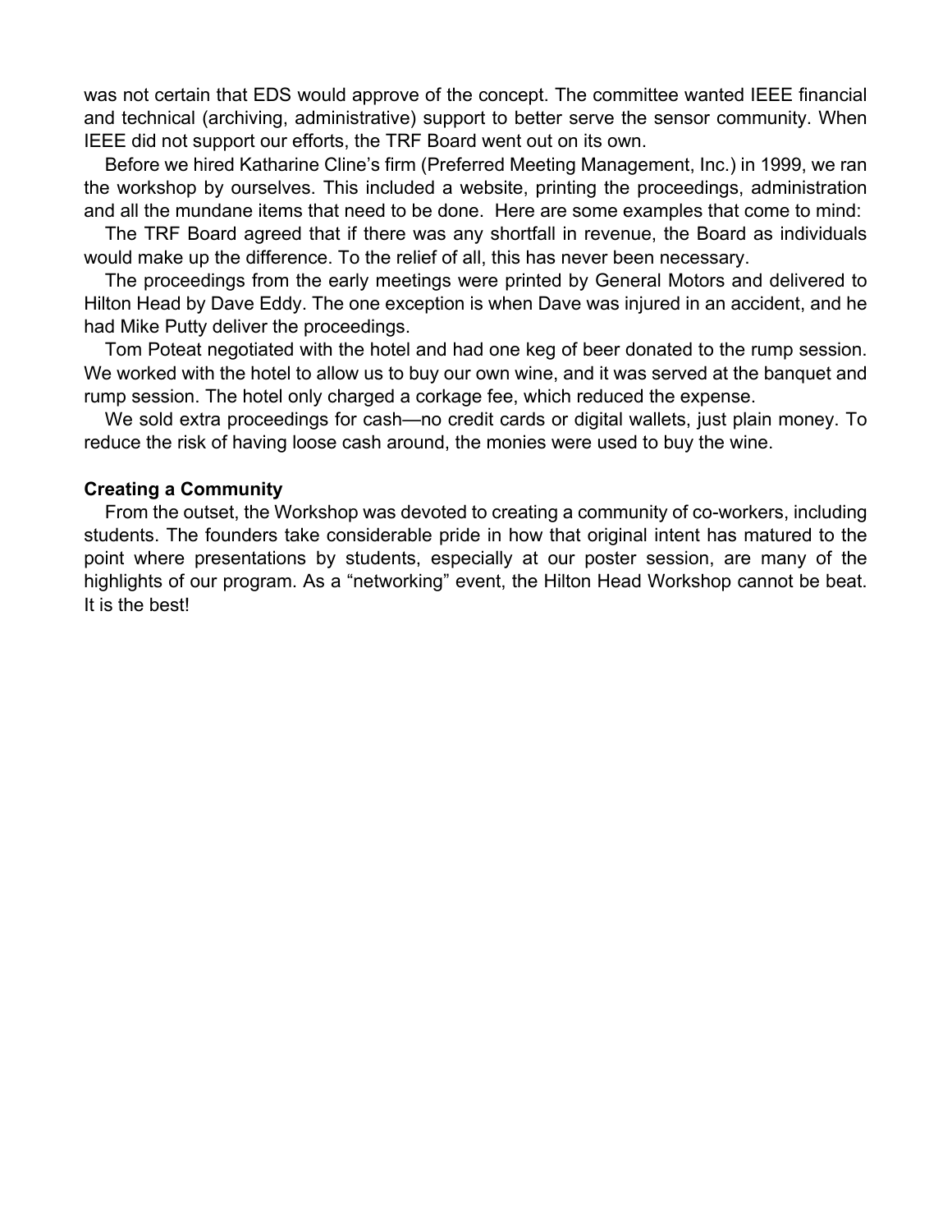was not certain that EDS would approve of the concept. The committee wanted IEEE financial and technical (archiving, administrative) support to better serve the sensor community. When IEEE did not support our efforts, the TRF Board went out on its own.

Before we hired Katharine Cline's firm (Preferred Meeting Management, Inc.) in 1999, we ran the workshop by ourselves. This included a website, printing the proceedings, administration and all the mundane items that need to be done. Here are some examples that come to mind:

The TRF Board agreed that if there was any shortfall in revenue, the Board as individuals would make up the difference. To the relief of all, this has never been necessary.

The proceedings from the early meetings were printed by General Motors and delivered to Hilton Head by Dave Eddy. The one exception is when Dave was injured in an accident, and he had Mike Putty deliver the proceedings.

Tom Poteat negotiated with the hotel and had one keg of beer donated to the rump session. We worked with the hotel to allow us to buy our own wine, and it was served at the banquet and rump session. The hotel only charged a corkage fee, which reduced the expense.

We sold extra proceedings for cash—no credit cards or digital wallets, just plain money. To reduce the risk of having loose cash around, the monies were used to buy the wine.

**Creating a Community**

From the outset, the Workshop was devoted to creating a community of co-workers, including students. The founders take considerable pride in how that original intent has matured to the point where presentations by students, especially at our poster session, are many of the highlights of our program. As a "networking" event, the Hilton Head Workshop cannot be beat. It is the best!